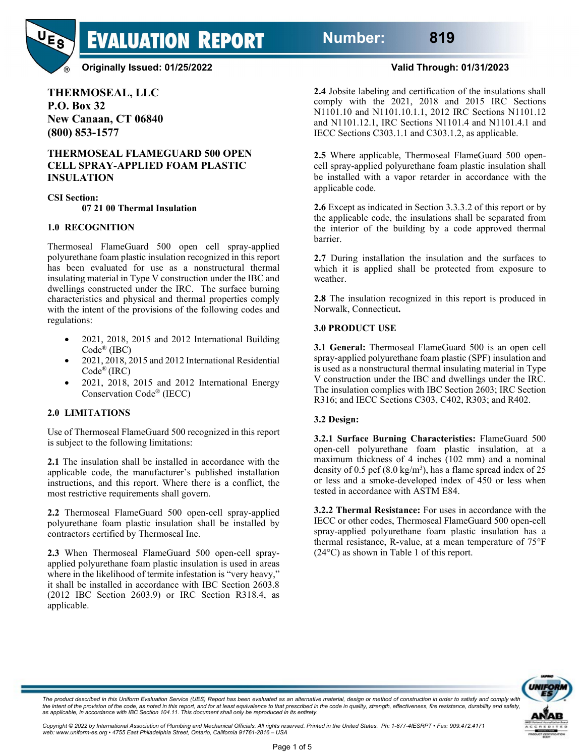# EVALUATION REPORT

**Number: 819**

**Originally Issued: 01/25/2022** **Valid Through: 01/31/2023**

**THERMOSEAL, LLC**
**P.O. Box 32**
**New Canaan, CT 06840**
**(800) 853-1577**

## THERMOSEAL FLAMEGUARD 500 OPEN CELL SPRAY-APPLIED FOAM PLASTIC INSULATION

**CSI Section:**
**07 21 00 Thermal Insulation**

### 1.0 RECOGNITION

Thermoseal FlameGuard 500 open cell spray-applied polyurethane foam plastic insulation recognized in this report has been evaluated for use as a nonstructural thermal insulating material in Type V construction under the IBC and dwellings constructed under the IRC. The surface burning characteristics and physical and thermal properties comply with the intent of the provisions of the following codes and regulations:

- 2021, 2018, 2015 and 2012 International Building Code® (IBC)
- 2021, 2018, 2015 and 2012 International Residential Code® (IRC)
- 2021, 2018, 2015 and 2012 International Energy Conservation Code® (IECC)

### 2.0 LIMITATIONS

Use of Thermoseal FlameGuard 500 recognized in this report is subject to the following limitations:

**2.1** The insulation shall be installed in accordance with the applicable code, the manufacturer's published installation instructions, and this report. Where there is a conflict, the most restrictive requirements shall govern.

**2.2** Thermoseal FlameGuard 500 open-cell spray-applied polyurethane foam plastic insulation shall be installed by contractors certified by Thermoseal Inc.

**2.3** When Thermoseal FlameGuard 500 open-cell spray-applied polyurethane foam plastic insulation is used in areas where in the likelihood of termite infestation is "very heavy," it shall be installed in accordance with IBC Section 2603.8 (2012 IBC Section 2603.9) or IRC Section R318.4, as applicable.

**2.4** Jobsite labeling and certification of the insulations shall comply with the 2021, 2018 and 2015 IRC Sections N1101.10 and N1101.10.1.1, 2012 IRC Sections N1101.12 and N1101.12.1, IRC Sections N1101.4 and N1101.4.1 and IECC Sections C303.1.1 and C303.1.2, as applicable.

**2.5** Where applicable, Thermoseal FlameGuard 500 open-cell spray-applied polyurethane foam plastic insulation shall be installed with a vapor retarder in accordance with the applicable code.

**2.6** Except as indicated in Section 3.3.3.2 of this report or by the applicable code, the insulations shall be separated from the interior of the building by a code approved thermal barrier.

**2.7** During installation the insulation and the surfaces to which it is applied shall be protected from exposure to weather.

**2.8** The insulation recognized in this report is produced in Norwalk, Connecticut**.**

### 3.0 PRODUCT USE

**3.1 General:** Thermoseal FlameGuard 500 is an open cell spray-applied polyurethane foam plastic (SPF) insulation and is used as a nonstructural thermal insulating material in Type V construction under the IBC and dwellings under the IRC. The insulation complies with IBC Section 2603; IRC Section R316; and IECC Sections C303, C402, R303; and R402.

**3.2 Design:**

**3.2.1 Surface Burning Characteristics:** FlameGuard 500 open-cell polyurethane foam plastic insulation, at a maximum thickness of 4 inches (102 mm) and a nominal density of 0.5 pcf (8.0 kg/m$^3$), has a flame spread index of 25 or less and a smoke-developed index of 450 or less when tested in accordance with ASTM E84.

**3.2.2 Thermal Resistance:** For uses in accordance with the IECC or other codes, Thermoseal FlameGuard 500 open-cell spray-applied polyurethane foam plastic insulation has a thermal resistance, R-value, at a mean temperature of 75°F (24°C) as shown in Table 1 of this report.

*The product described in this Uniform Evaluation Service (UES) Report has been evaluated as an alternative material, design or method of construction in order to satisfy and comply with the intent of the provision of the code, as noted in this report, and for at least equivalence to that prescribed in the code in quality, strength, effectiveness, fire resistance, durability and safety, as applicable, in accordance with IBC Section 104.11. This document shall only be reproduced in its entirety.*

*Copyright © 2022 by International Association of Plumbing and Mechanical Officials. All rights reserved. Printed in the United States. Ph: 1-877-4IESRPT • Fax: 909.472.4171 web: www.uniform-es.org • 4755 East Philadelphia Street, Ontario, California 91761-2816 – USA*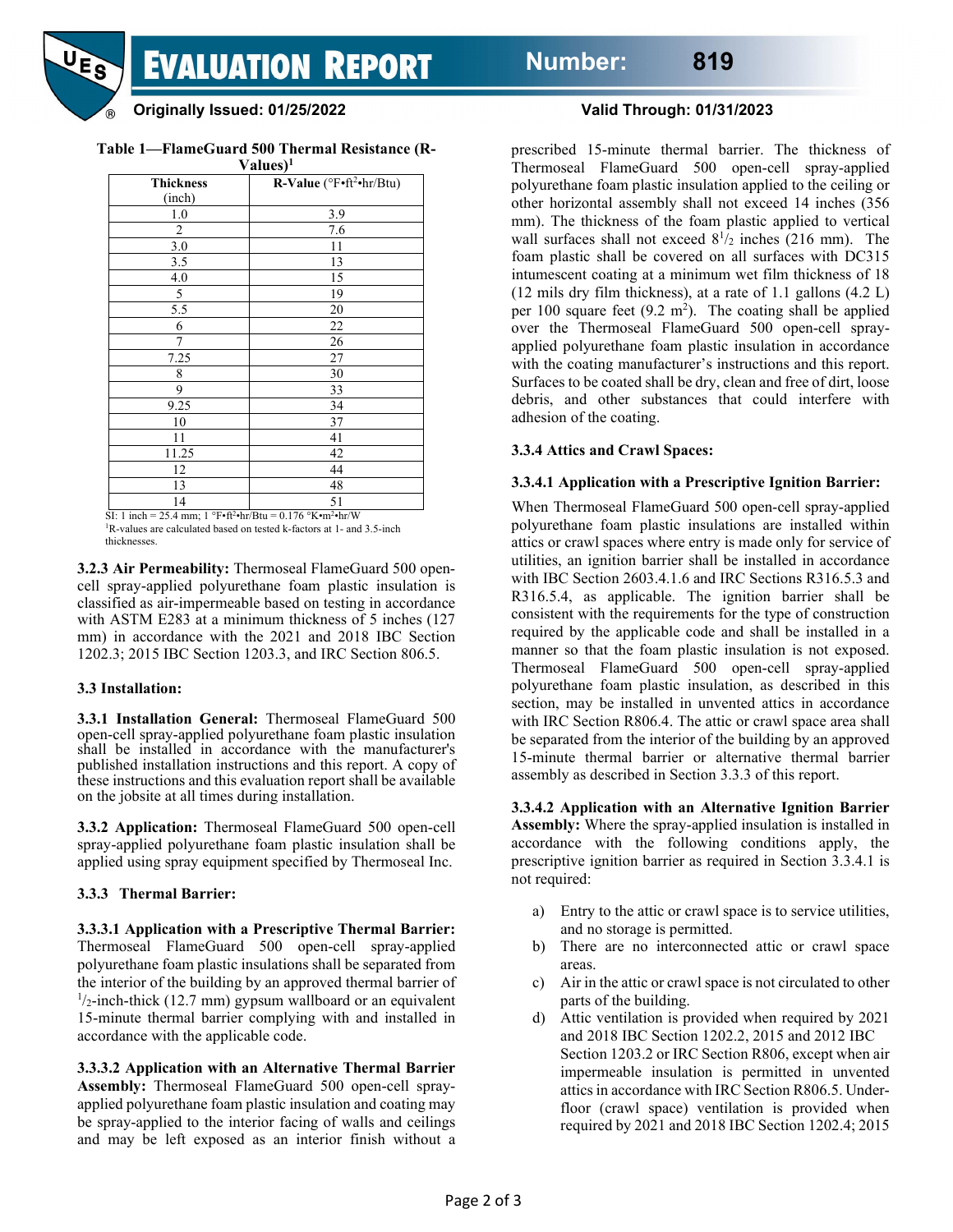**Table 1—FlameGuard 500 Thermal Resistance (R-Values)[1]**

| Thickness (inch) | R-Value (°F•ft²•hr/Btu) |
|---|---|
| 1.0 | 3.9 |
| 2 | 7.6 |
| 3.0 | 11 |
| 3.5 | 13 |
| 4.0 | 15 |
| 5 | 19 |
| 5.5 | 20 |
| 6 | 22 |
| 7 | 26 |
| 7.25 | 27 |
| 8 | 30 |
| 9 | 33 |
| 9.25 | 34 |
| 10 | 37 |
| 11 | 41 |
| 11.25 | 42 |
| 12 | 44 |
| 13 | 48 |
| 14 | 51 |

SI: 1 inch = 25.4 mm; 1 °F•ft²•hr/Btu = 0.176 °K•m²•hr/W
[1]R-values are calculated based on tested k-factors at 1- and 3.5-inch thicknesses.

**3.2.3 Air Permeability:** Thermoseal FlameGuard 500 open-cell spray-applied polyurethane foam plastic insulation is classified as air-impermeable based on testing in accordance with ASTM E283 at a minimum thickness of 5 inches (127 mm) in accordance with the 2021 and 2018 IBC Section 1202.3; 2015 IBC Section 1203.3, and IRC Section 806.5.

### 3.3 Installation:

**3.3.1 Installation General:** Thermoseal FlameGuard 500 open-cell spray-applied polyurethane foam plastic insulation shall be installed in accordance with the manufacturer's published installation instructions and this report. A copy of these instructions and this evaluation report shall be available on the jobsite at all times during installation.

**3.3.2 Application:** Thermoseal FlameGuard 500 open-cell spray-applied polyurethane foam plastic insulation shall be applied using spray equipment specified by Thermoseal Inc.

#### 3.3.3 Thermal Barrier:

**3.3.3.1 Application with a Prescriptive Thermal Barrier:** Thermoseal FlameGuard 500 open-cell spray-applied polyurethane foam plastic insulations shall be separated from the interior of the building by an approved thermal barrier of $^{1}/_{2}$-inch-thick (12.7 mm) gypsum wallboard or an equivalent 15-minute thermal barrier complying with and installed in accordance with the applicable code.

**3.3.3.2 Application with an Alternative Thermal Barrier Assembly:** Thermoseal FlameGuard 500 open-cell spray-applied polyurethane foam plastic insulation and coating may be spray-applied to the interior facing of walls and ceilings and may be left exposed as an interior finish without a prescribed 15-minute thermal barrier. The thickness of Thermoseal FlameGuard 500 open-cell spray-applied polyurethane foam plastic insulation applied to the ceiling or other horizontal assembly shall not exceed 14 inches (356 mm). The thickness of the foam plastic applied to vertical wall surfaces shall not exceed $8^{1}/_{2}$ inches (216 mm). The foam plastic shall be covered on all surfaces with DC315 intumescent coating at a minimum wet film thickness of 18 (12 mils dry film thickness), at a rate of 1.1 gallons (4.2 L) per 100 square feet (9.2 m²). The coating shall be applied over the Thermoseal FlameGuard 500 open-cell spray-applied polyurethane foam plastic insulation in accordance with the coating manufacturer's instructions and this report. Surfaces to be coated shall be dry, clean and free of dirt, loose debris, and other substances that could interfere with adhesion of the coating.

#### 3.3.4 Attics and Crawl Spaces:

**3.3.4.1 Application with a Prescriptive Ignition Barrier:**

When Thermoseal FlameGuard 500 open-cell spray-applied polyurethane foam plastic insulations are installed within attics or crawl spaces where entry is made only for service of utilities, an ignition barrier shall be installed in accordance with IBC Section 2603.4.1.6 and IRC Sections R316.5.3 and R316.5.4, as applicable. The ignition barrier shall be consistent with the requirements for the type of construction required by the applicable code and shall be installed in a manner so that the foam plastic insulation is not exposed. Thermoseal FlameGuard 500 open-cell spray-applied polyurethane foam plastic insulation, as described in this section, may be installed in unvented attics in accordance with IRC Section R806.4. The attic or crawl space area shall be separated from the interior of the building by an approved 15-minute thermal barrier or alternative thermal barrier assembly as described in Section 3.3.3 of this report.

**3.3.4.2 Application with an Alternative Ignition Barrier Assembly:** Where the spray-applied insulation is installed in accordance with the following conditions apply, the prescriptive ignition barrier as required in Section 3.3.4.1 is not required:

a) Entry to the attic or crawl space is to service utilities, and no storage is permitted.
b) There are no interconnected attic or crawl space areas.
c) Air in the attic or crawl space is not circulated to other parts of the building.
d) Attic ventilation is provided when required by 2021 and 2018 IBC Section 1202.2, 2015 and 2012 IBC Section 1203.2 or IRC Section R806, except when air impermeable insulation is permitted in unvented attics in accordance with IRC Section R806.5. Under-floor (crawl space) ventilation is provided when required by 2021 and 2018 IBC Section 1202.4; 2015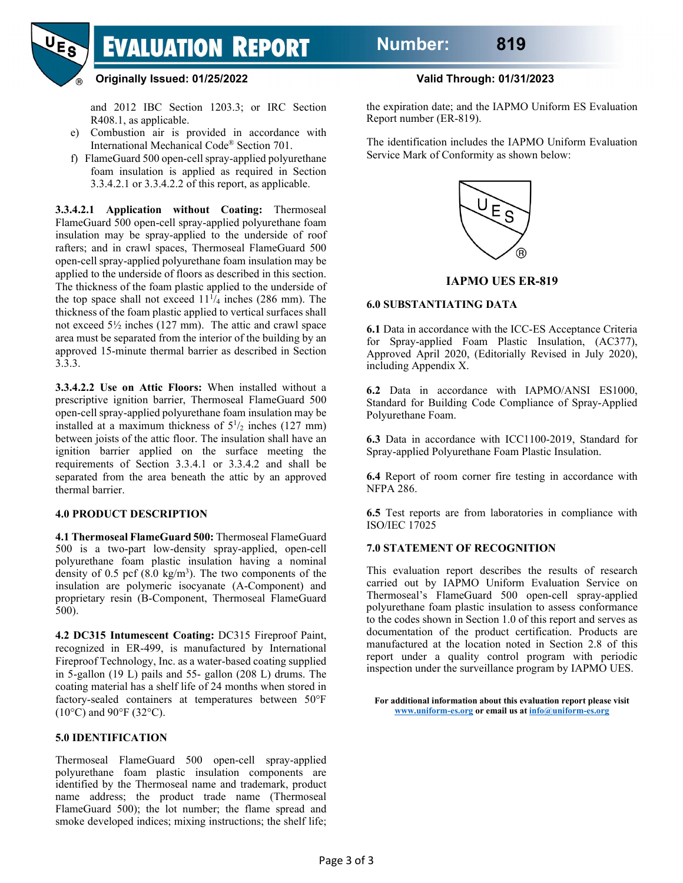and 2012 IBC Section 1203.3; or IRC Section R408.1, as applicable.

e) Combustion air is provided in accordance with International Mechanical Code® Section 701.

f) FlameGuard 500 open-cell spray-applied polyurethane foam insulation is applied as required in Section 3.3.4.2.1 or 3.3.4.2.2 of this report, as applicable.

**3.3.4.2.1 Application without Coating:** Thermoseal FlameGuard 500 open-cell spray-applied polyurethane foam insulation may be spray-applied to the underside of roof rafters; and in crawl spaces, Thermoseal FlameGuard 500 open-cell spray-applied polyurethane foam insulation may be applied to the underside of floors as described in this section. The thickness of the foam plastic applied to the underside of the top space shall not exceed $11^{1}/_{4}$ inches (286 mm). The thickness of the foam plastic applied to vertical surfaces shall not exceed 5½ inches (127 mm). The attic and crawl space area must be separated from the interior of the building by an approved 15-minute thermal barrier as described in Section 3.3.3.

**3.3.4.2.2 Use on Attic Floors:** When installed without a prescriptive ignition barrier, Thermoseal FlameGuard 500 open-cell spray-applied polyurethane foam insulation may be installed at a maximum thickness of $5^{1}/_{2}$ inches (127 mm) between joists of the attic floor. The insulation shall have an ignition barrier applied on the surface meeting the requirements of Section 3.3.4.1 or 3.3.4.2 and shall be separated from the area beneath the attic by an approved thermal barrier.

**4.0 PRODUCT DESCRIPTION**

**4.1 Thermoseal FlameGuard 500:** Thermoseal FlameGuard 500 is a two-part low-density spray-applied, open-cell polyurethane foam plastic insulation having a nominal density of 0.5 pcf (8.0 kg/m$^3$). The two components of the insulation are polymeric isocyanate (A-Component) and proprietary resin (B-Component, Thermoseal FlameGuard 500).

**4.2 DC315 Intumescent Coating:** DC315 Fireproof Paint, recognized in ER-499, is manufactured by International Fireproof Technology, Inc. as a water-based coating supplied in 5-gallon (19 L) pails and 55- gallon (208 L) drums. The coating material has a shelf life of 24 months when stored in factory-sealed containers at temperatures between 50°F (10°C) and 90°F (32°C).

**5.0 IDENTIFICATION**

Thermoseal FlameGuard 500 open-cell spray-applied polyurethane foam plastic insulation components are identified by the Thermoseal name and trademark, product name address; the product trade name (Thermoseal FlameGuard 500); the lot number; the flame spread and smoke developed indices; mixing instructions; the shelf life; the expiration date; and the IAPMO Uniform ES Evaluation Report number (ER-819).

The identification includes the IAPMO Uniform Evaluation Service Mark of Conformity as shown below:

**IAPMO UES ER-819**

**6.0 SUBSTANTIATING DATA**

**6.1** Data in accordance with the ICC-ES Acceptance Criteria for Spray-applied Foam Plastic Insulation, (AC377), Approved April 2020, (Editorially Revised in July 2020), including Appendix X.

**6.2** Data in accordance with IAPMO/ANSI ES1000, Standard for Building Code Compliance of Spray-Applied Polyurethane Foam.

**6.3** Data in accordance with ICC1100-2019, Standard for Spray-applied Polyurethane Foam Plastic Insulation.

**6.4** Report of room corner fire testing in accordance with NFPA 286.

**6.5** Test reports are from laboratories in compliance with ISO/IEC 17025

**7.0 STATEMENT OF RECOGNITION**

This evaluation report describes the results of research carried out by IAPMO Uniform Evaluation Service on Thermoseal's FlameGuard 500 open-cell spray-applied polyurethane foam plastic insulation to assess conformance to the codes shown in Section 1.0 of this report and serves as documentation of the product certification. Products are manufactured at the location noted in Section 2.8 of this report under a quality control program with periodic inspection under the surveillance program by IAPMO UES.

**For additional information about this evaluation report please visit [www.uniform-es.org](http://www.uniform-es.org) or email us at [info@uniform-es.org](mailto:info@uniform-es.org)**